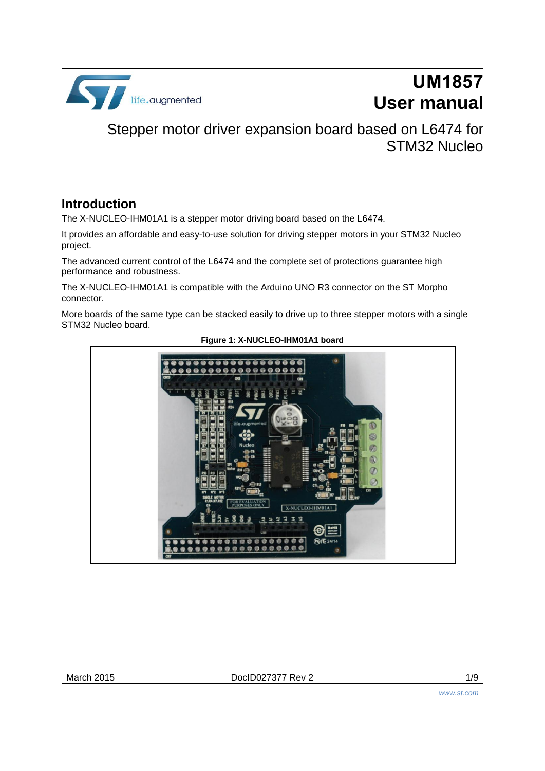# UM1857
# User manual

## Stepper motor driver expansion board based on L6474 for STM32 Nucleo

## Introduction

The X-NUCLEO-IHM01A1 is a stepper motor driving board based on the L6474.

It provides an affordable and easy-to-use solution for driving stepper motors in your STM32 Nucleo project.

The advanced current control of the L6474 and the complete set of protections guarantee high performance and robustness.

The X-NUCLEO-IHM01A1 is compatible with the Arduino UNO R3 connector on the ST Morpho connector.

More boards of the same type can be stacked easily to drive up to three stepper motors with a single STM32 Nucleo board.

**Figure 1: X-NUCLEO-IHM01A1 board**

March 2015 DocID027377 Rev 2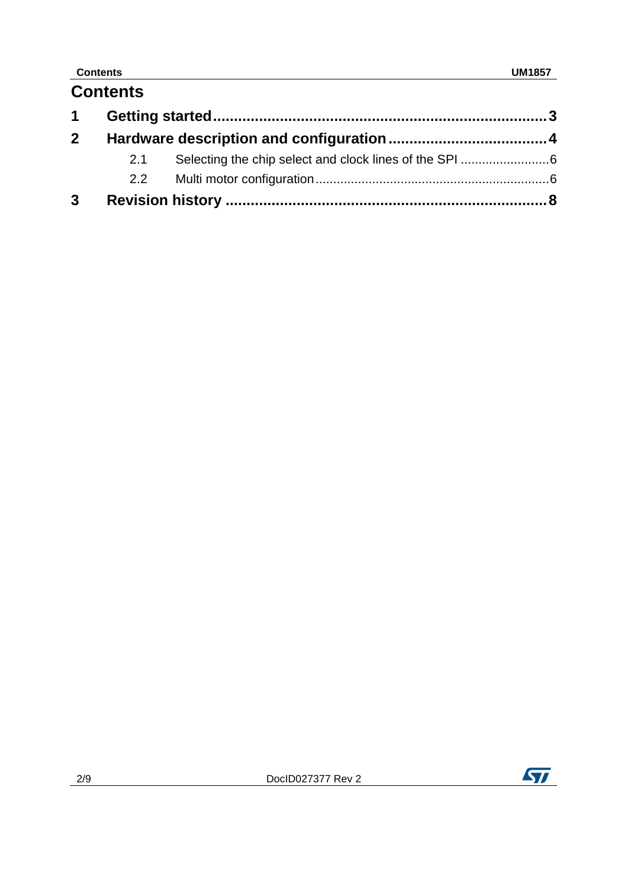# Contents

1 Getting started ........ 3

2 Hardware description and configuration ........ 4

- 2.1 Selecting the chip select and clock lines of the SPI ........ 6
- 2.2 Multi motor configuration ........ 6

3 Revision history ........ 8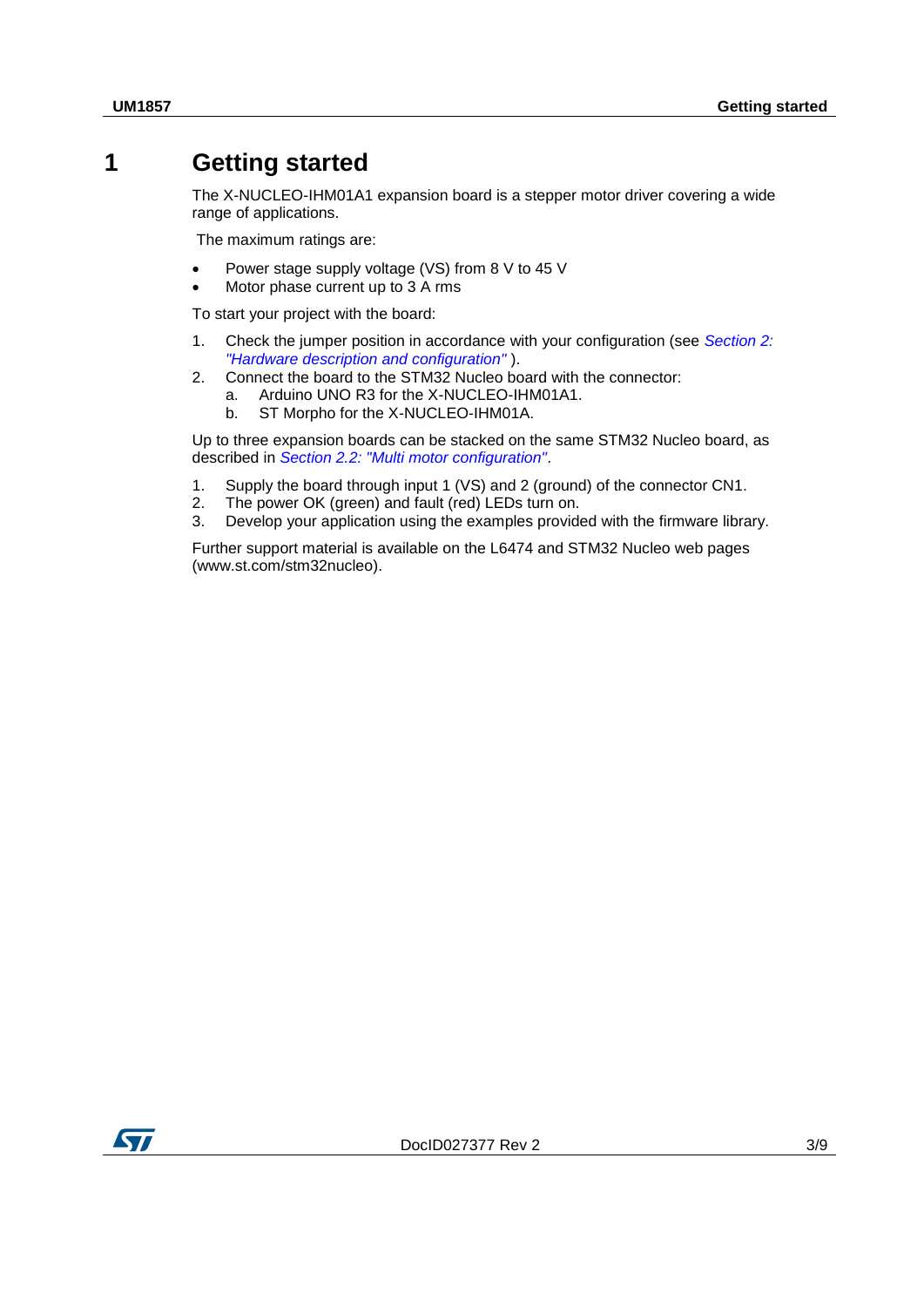# 1 Getting started

The X-NUCLEO-IHM01A1 expansion board is a stepper motor driver covering a wide range of applications.

The maximum ratings are:

- Power stage supply voltage (VS) from 8 V to 45 V
- Motor phase current up to 3 A rms

To start your project with the board:

1. Check the jumper position in accordance with your configuration (see *Section 2: "Hardware description and configuration"* ).
2. Connect the board to the STM32 Nucleo board with the connector:
   a. Arduino UNO R3 for the X-NUCLEO-IHM01A1.
   b. ST Morpho for the X-NUCLEO-IHM01A.

Up to three expansion boards can be stacked on the same STM32 Nucleo board, as described in *Section 2.2: "Multi motor configuration"*.

1. Supply the board through input 1 (VS) and 2 (ground) of the connector CN1.
2. The power OK (green) and fault (red) LEDs turn on.
3. Develop your application using the examples provided with the firmware library.

Further support material is available on the L6474 and STM32 Nucleo web pages (www.st.com/stm32nucleo).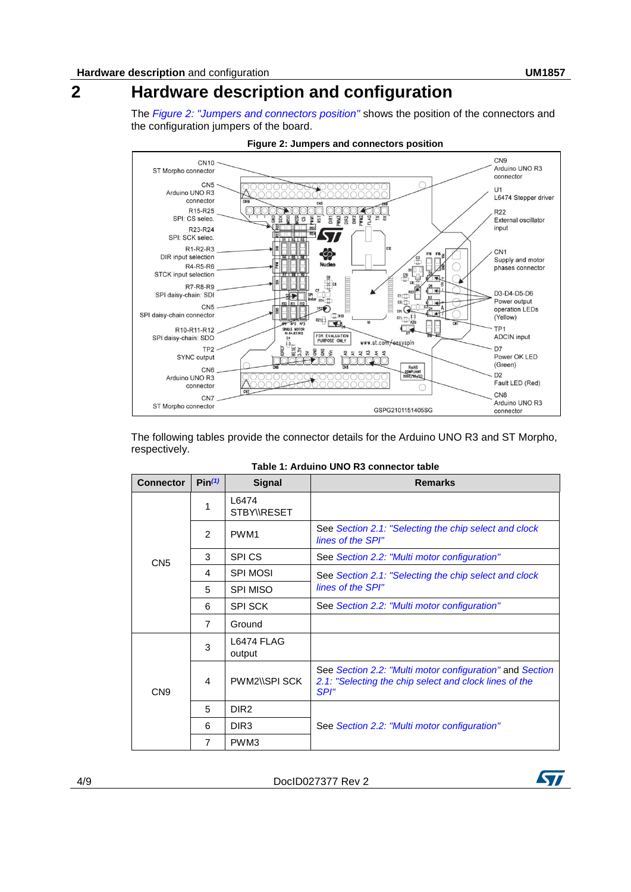# 2 Hardware description and configuration

The *Figure 2: "Jumpers and connectors position"* shows the position of the connectors and the configuration jumpers of the board.

**Figure 2: Jumpers and connectors position**

The following tables provide the connector details for the Arduino UNO R3 and ST Morpho, respectively.

**Table 1: Arduino UNO R3 connector table**

| Connector | Pin[(1)] | Signal | Remarks |
|---|---|---|---|
| CN5 | 1 | L6474 STBY\\RESET | |
| | 2 | PWM1 | See *Section 2.1: "Selecting the chip select and clock lines of the SPI"* |
| | 3 | SPI CS | See *Section 2.2: "Multi motor configuration"* |
| | 4 | SPI MOSI | See *Section 2.1: "Selecting the chip select and clock lines of the SPI"* |
| | 5 | SPI MISO | |
| | 6 | SPI SCK | See *Section 2.2: "Multi motor configuration"* |
| | 7 | Ground | |
| CN9 | 3 | L6474 FLAG output | |
| | 4 | PWM2\\SPI SCK | See *Section 2.2: "Multi motor configuration"* and *Section 2.1: "Selecting the chip select and clock lines of the SPI"* |
| | 5 | DIR2 | See *Section 2.2: "Multi motor configuration"* |
| | 6 | DIR3 | |
| | 7 | PWM3 | |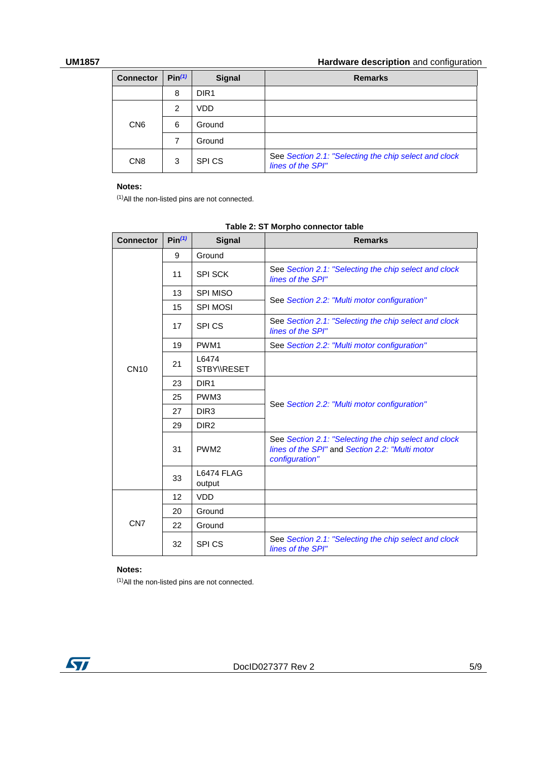| Connector | Pin(1) | Signal | Remarks |
|---|---|---|---|
| | 8 | DIR1 | |
| CN6 | 2 | VDD | |
| | 6 | Ground | |
| | 7 | Ground | |
| CN8 | 3 | SPI CS | See *Section 2.1: "Selecting the chip select and clock lines of the SPI"* |

**Notes:**

(1)All the non-listed pins are not connected.

**Table 2: ST Morpho connector table**

| Connector | Pin(1) | Signal | Remarks |
|---|---|---|---|
| CN10 | 9 | Ground | |
| | 11 | SPI SCK | See *Section 2.1: "Selecting the chip select and clock lines of the SPI"* |
| | 13 | SPI MISO | See *Section 2.2: "Multi motor configuration"* |
| | 15 | SPI MOSI | |
| | 17 | SPI CS | See *Section 2.1: "Selecting the chip select and clock lines of the SPI"* |
| | 19 | PWM1 | See *Section 2.2: "Multi motor configuration"* |
| | 21 | L6474 STBY\\RESET | |
| | 23 | DIR1 | See *Section 2.2: "Multi motor configuration"* |
| | 25 | PWM3 | |
| | 27 | DIR3 | |
| | 29 | DIR2 | |
| | 31 | PWM2 | See *Section 2.1: "Selecting the chip select and clock lines of the SPI"* and *Section 2.2: "Multi motor configuration"* |
| | 33 | L6474 FLAG output | |
| CN7 | 12 | VDD | |
| | 20 | Ground | |
| | 22 | Ground | |
| | 32 | SPI CS | See *Section 2.1: "Selecting the chip select and clock lines of the SPI"* |

**Notes:**

(1)All the non-listed pins are not connected.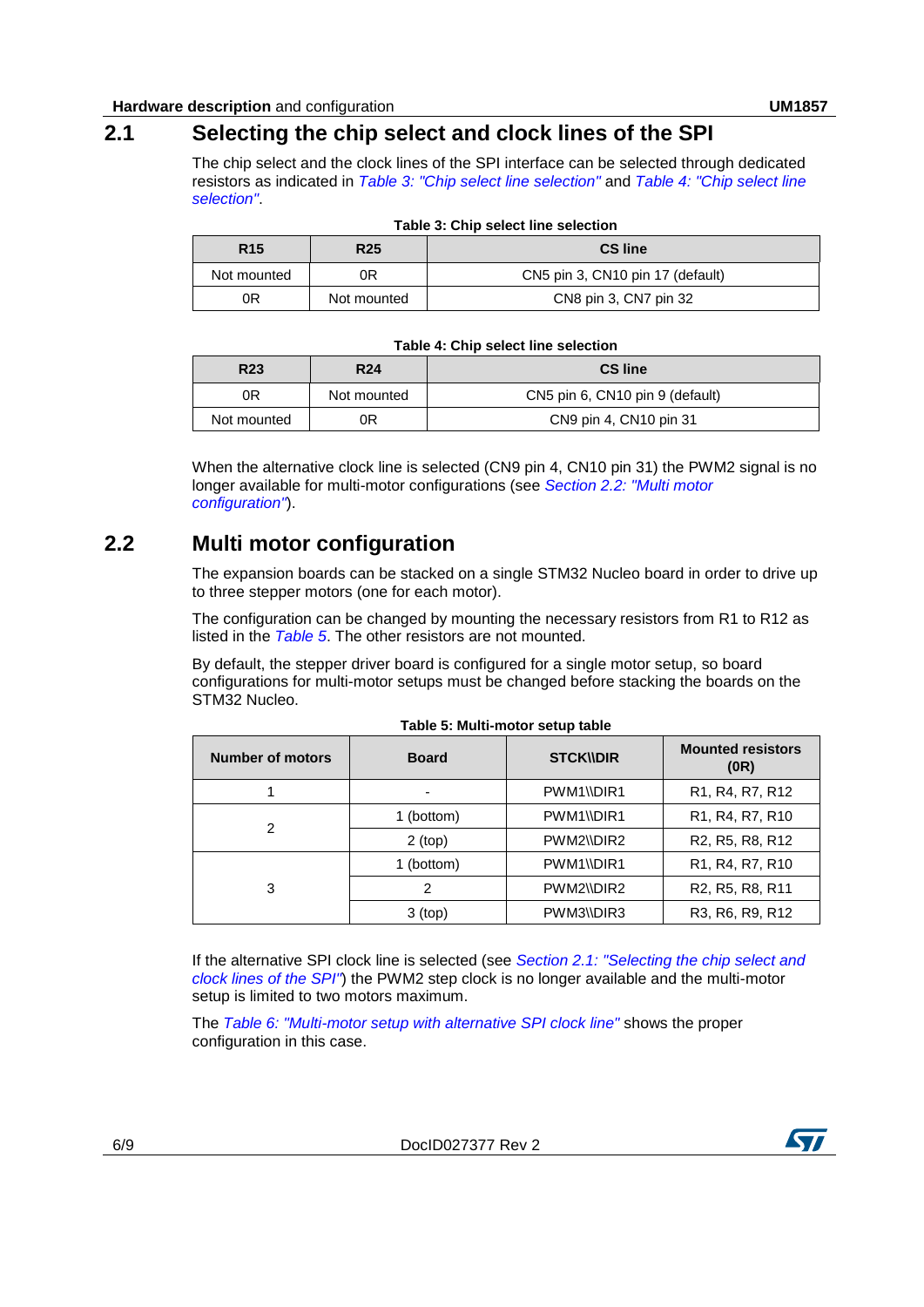## 2.1 Selecting the chip select and clock lines of the SPI

The chip select and the clock lines of the SPI interface can be selected through dedicated resistors as indicated in *Table 3: "Chip select line selection"* and *Table 4: "Chip select line selection"*.

**Table 3: Chip select line selection**

| R15 | R25 | CS line |
|---|---|---|
| Not mounted | 0R | CN5 pin 3, CN10 pin 17 (default) |
| 0R | Not mounted | CN8 pin 3, CN7 pin 32 |

**Table 4: Chip select line selection**

| R23 | R24 | CS line |
|---|---|---|
| 0R | Not mounted | CN5 pin 6, CN10 pin 9 (default) |
| Not mounted | 0R | CN9 pin 4, CN10 pin 31 |

When the alternative clock line is selected (CN9 pin 4, CN10 pin 31) the PWM2 signal is no longer available for multi-motor configurations (see *Section 2.2: "Multi motor configuration"*).

## 2.2 Multi motor configuration

The expansion boards can be stacked on a single STM32 Nucleo board in order to drive up to three stepper motors (one for each motor).

The configuration can be changed by mounting the necessary resistors from R1 to R12 as listed in the *Table 5*. The other resistors are not mounted.

By default, the stepper driver board is configured for a single motor setup, so board configurations for multi-motor setups must be changed before stacking the boards on the STM32 Nucleo.

**Table 5: Multi-motor setup table**

| Number of motors | Board | STCK\\DIR | Mounted resistors (0R) |
|---|---|---|---|
| 1 | - | PWM1\\DIR1 | R1, R4, R7, R12 |
| 2 | 1 (bottom) | PWM1\\DIR1 | R1, R4, R7, R10 |
| | 2 (top) | PWM2\\DIR2 | R2, R5, R8, R12 |
| 3 | 1 (bottom) | PWM1\\DIR1 | R1, R4, R7, R10 |
| | 2 | PWM2\\DIR2 | R2, R5, R8, R11 |
| | 3 (top) | PWM3\\DIR3 | R3, R6, R9, R12 |

If the alternative SPI clock line is selected (see *Section 2.1: "Selecting the chip select and clock lines of the SPI"*) the PWM2 step clock is no longer available and the multi-motor setup is limited to two motors maximum.

The *Table 6: "Multi-motor setup with alternative SPI clock line"* shows the proper configuration in this case.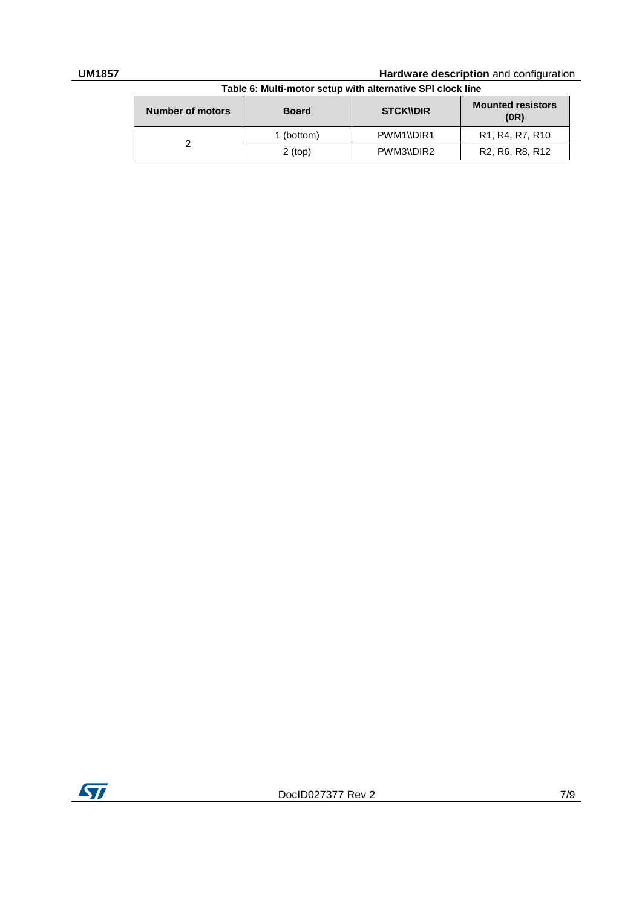Table 6: Multi-motor setup with alternative SPI clock line

| Number of motors | Board | STCK\\DIR | Mounted resistors (0R) |
| --- | --- | --- | --- |
| 2 | 1 (bottom) | PWM1\\DIR1 | R1, R4, R7, R10 |
| | 2 (top) | PWM3\\DIR2 | R2, R6, R8, R12 |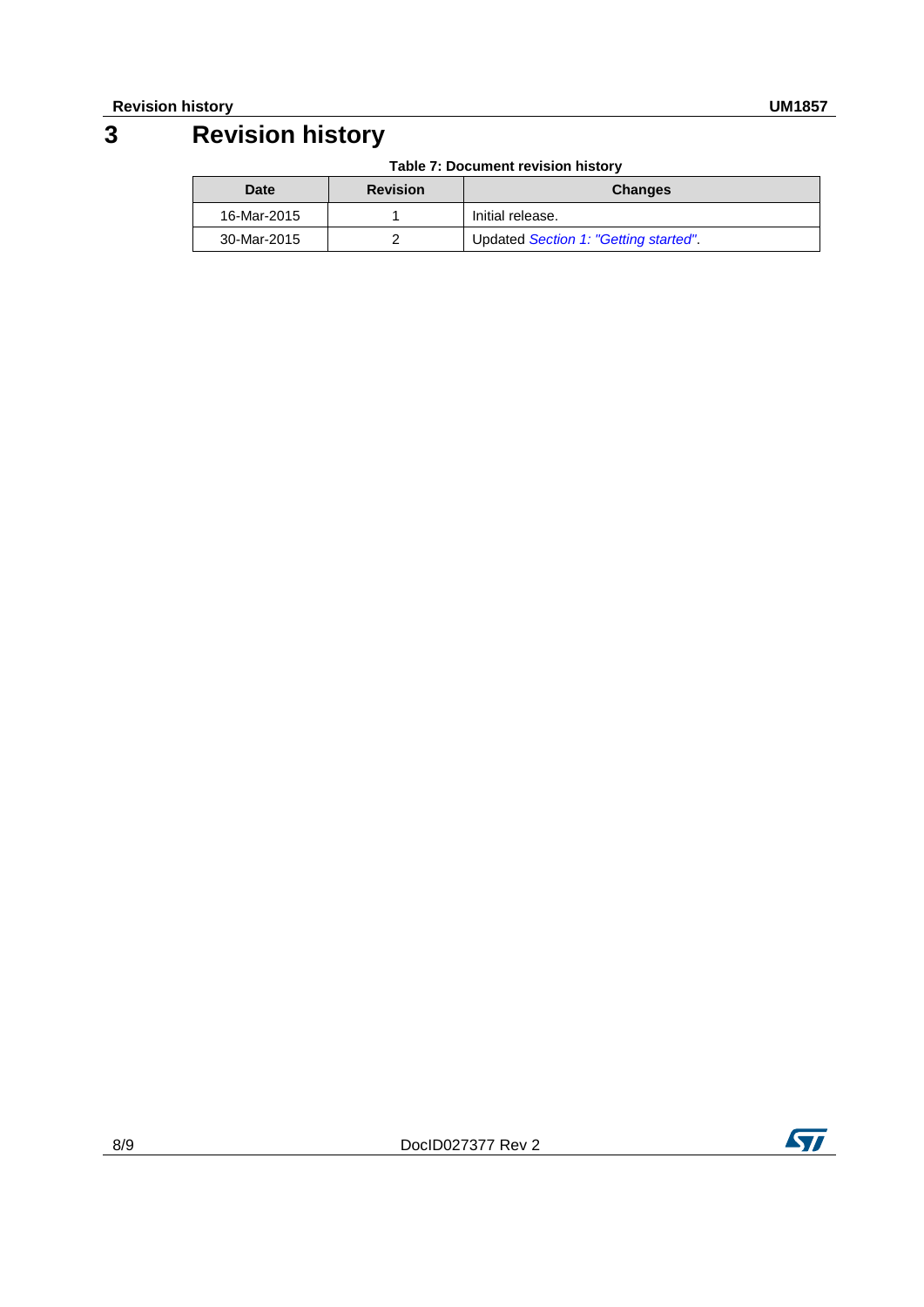# 3 Revision history

**Table 7: Document revision history**

| Date | Revision | Changes |
|---|---|---|
| 16-Mar-2015 | 1 | Initial release. |
| 30-Mar-2015 | 2 | Updated *Section 1: "Getting started"*. |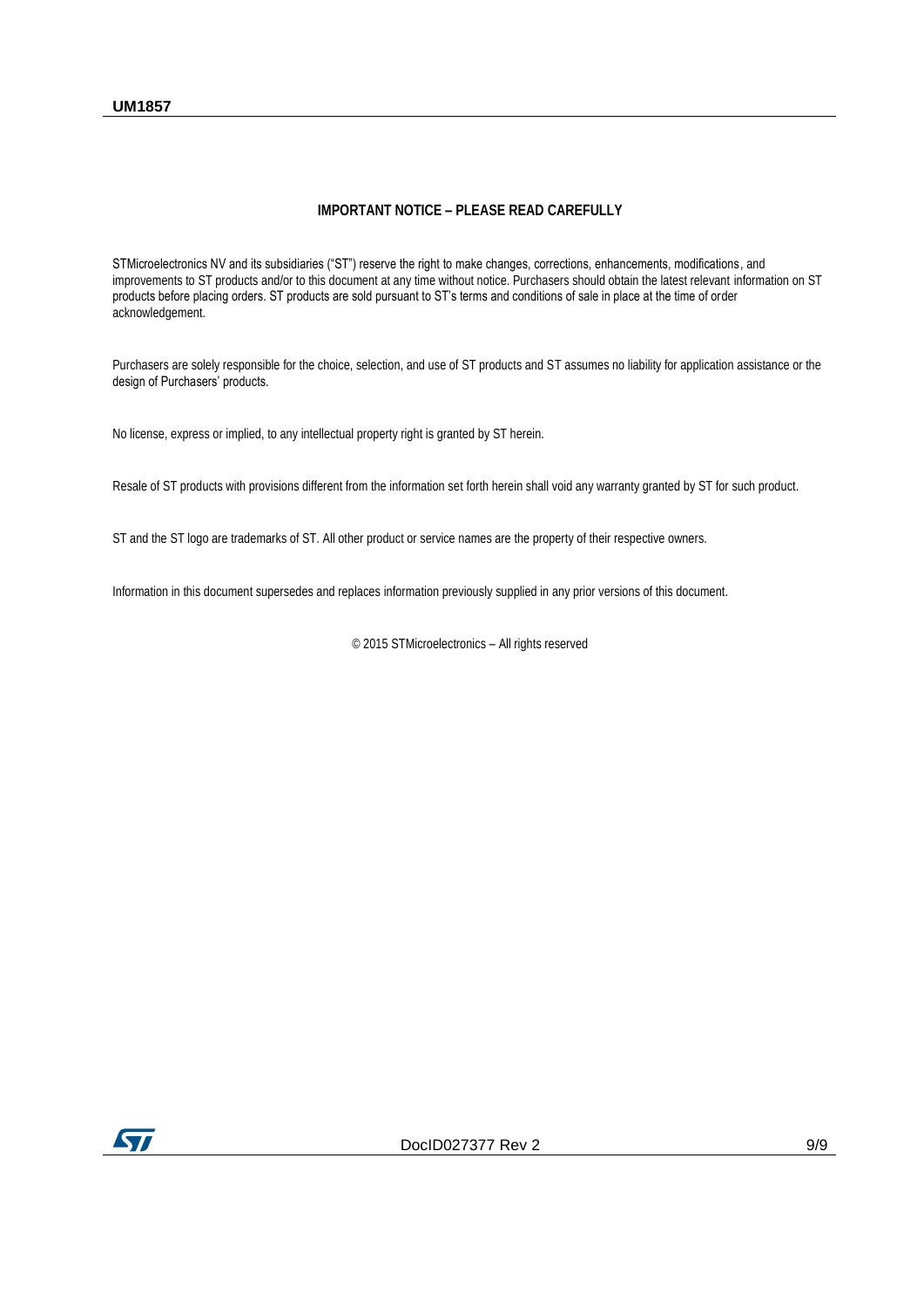**IMPORTANT NOTICE – PLEASE READ CAREFULLY**

STMicroelectronics NV and its subsidiaries ("ST") reserve the right to make changes, corrections, enhancements, modifications, and improvements to ST products and/or to this document at any time without notice. Purchasers should obtain the latest relevant information on ST products before placing orders. ST products are sold pursuant to ST's terms and conditions of sale in place at the time of order acknowledgement.

Purchasers are solely responsible for the choice, selection, and use of ST products and ST assumes no liability for application assistance or the design of Purchasers' products.

No license, express or implied, to any intellectual property right is granted by ST herein.

Resale of ST products with provisions different from the information set forth herein shall void any warranty granted by ST for such product.

ST and the ST logo are trademarks of ST. All other product or service names are the property of their respective owners.

Information in this document supersedes and replaces information previously supplied in any prior versions of this document.

© 2015 STMicroelectronics – All rights reserved